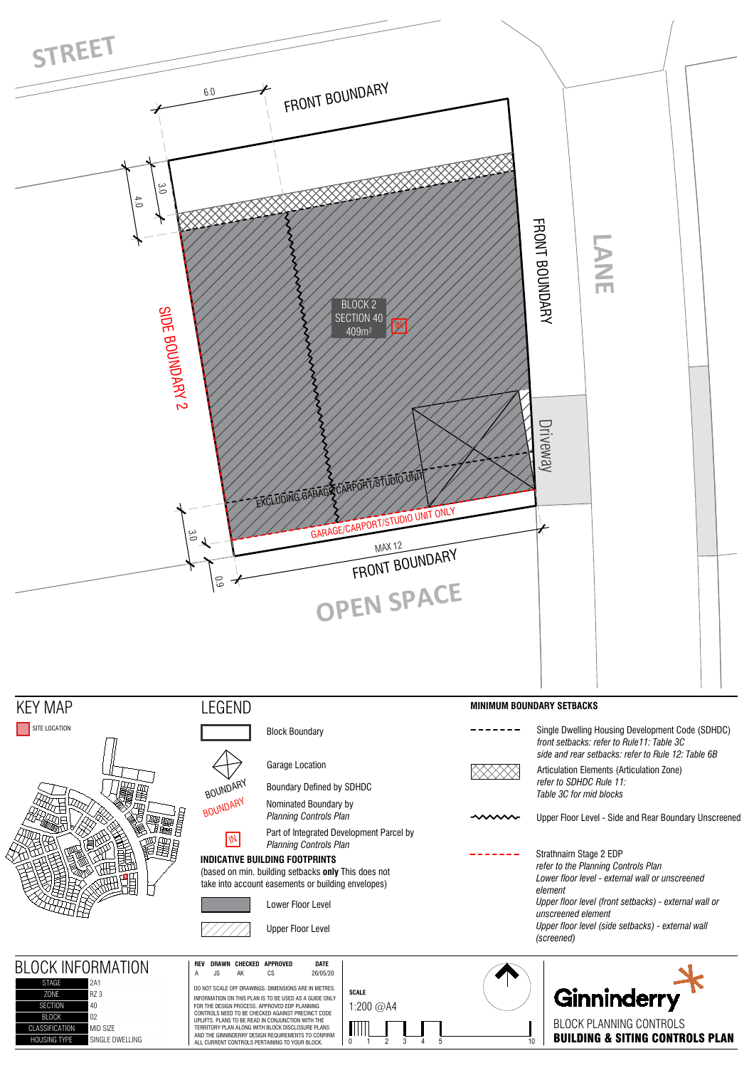STREET

6.0

FRONT BOUNDARY

3.0

4.0

SIDE BOUNDARY 2

BLOCK 2
SECTION 40
409m²

IN

FRONT BOUNDARY

LANE

Driveway

EXCLUDING GARAGE/CARPORT/STUDIO UNIT

GARAGE/CARPORT/STUDIO UNIT ONLY

3.0

0.9

MAX 12

FRONT BOUNDARY

OPEN SPACE

# KEY MAP

SITE LOCATION

# LEGEND

- Block Boundary
- Garage Location
- BOUNDARY — Boundary Defined by SDHDC
- BOUNDARY — Nominated Boundary by *Planning Controls Plan*
- IN — Part of Integrated Development Parcel by *Planning Controls Plan*

**INDICATIVE BUILDING FOOTPRINTS**
(based on min. building setbacks **only** This does not take into account easements or building envelopes)

- Lower Floor Level
- Upper Floor Level

**MINIMUM BOUNDARY SETBACKS**

- Single Dwelling Housing Development Code (SDHDC)
  *front setbacks: refer to Rule11: Table 3C*
  *side and rear setbacks: refer to Rule 12: Table 6B*
- Articulation Elements (Articulation Zone)
  *refer to SDHDC Rule 11:*
  *Table 3C for mid blocks*
- Upper Floor Level - Side and Rear Boundary Unscreened
- Strathnairn Stage 2 EDP
  *refer to the Planning Controls Plan*
  *Lower floor level - external wall or unscreened element*
  *Upper floor level (front setbacks) - external wall or unscreened element*
  *Upper floor level (side setbacks) - external wall (screened)*

# BLOCK INFORMATION

| | |
|---|---|
| STAGE | 2A1 |
| ZONE | RZ 3 |
| SECTION | 40 |
| BLOCK | 02 |
| CLASSIFICATION | MID SIZE |
| HOUSING TYPE | SINGLE DWELLING |

| REV | DRAWN | CHECKED | APPROVED | DATE |
|---|---|---|---|---|
| A | JS | AK | CS | 26/05/20 |

DO NOT SCALE OFF DRAWINGS. DIMENSIONS ARE IN METRES.
INFORMATION ON THIS PLAN IS TO BE USED AS A GUIDE ONLY FOR THE DESIGN PROCESS. APPROVED EDP PLANNING CONTROLS NEED TO BE CHECKED AGAINST PRECINCT CODE UPLIFTS. PLANS TO BE READ IN CONJUNCTION WITH THE TERRITORY PLAN ALONG WITH BLOCK DISCLOSURE PLANS AND THE GINNINDERRY DESIGN REQUIREMENTS TO CONFIRM ALL CURRENT CONTROLS PERTAINING TO YOUR BLOCK.

**SCALE**
1:200 @A4

0 1 2 3 4 5 10

Ginninderry

BLOCK PLANNING CONTROLS
**BUILDING & SITING CONTROLS PLAN**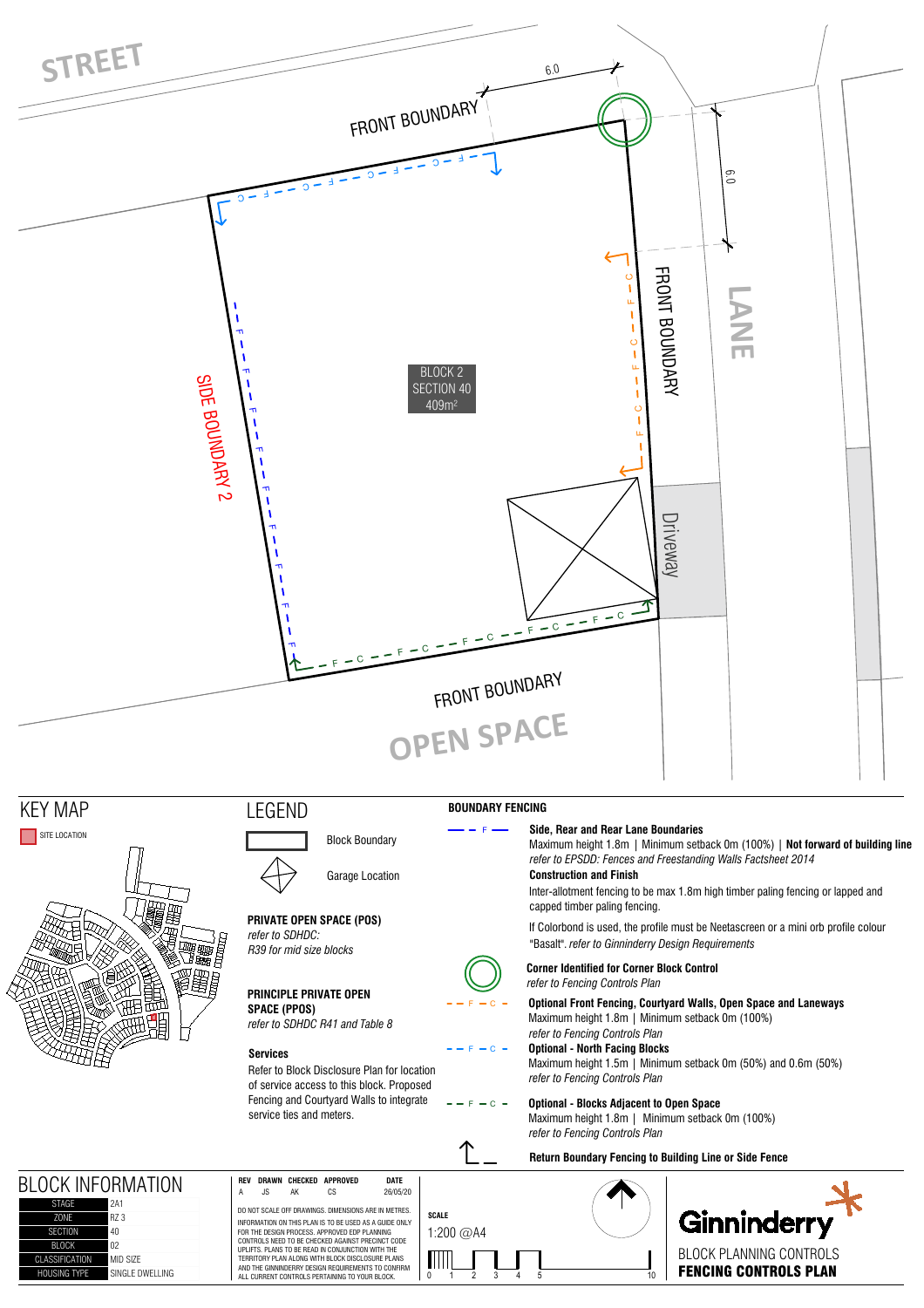STREET

FRONT BOUNDARY

6.0

6.0

LANE

FRONT BOUNDARY

SIDE BOUNDARY 2

BLOCK 2
SECTION 40
409m²

Driveway

FRONT BOUNDARY

OPEN SPACE

## KEY MAP

SITE LOCATION

## LEGEND

Block Boundary

Garage Location

**PRIVATE OPEN SPACE (POS)**
*refer to SDHDC:*
*R39 for mid size blocks*

**PRINCIPLE PRIVATE OPEN SPACE (PPOS)**
*refer to SDHDC R41 and Table 8*

**Services**
Refer to Block Disclosure Plan for location of service access to this block. Proposed Fencing and Courtyard Walls to integrate service ties and meters.

## BOUNDARY FENCING

**Side, Rear and Rear Lane Boundaries**
Maximum height 1.8m | Minimum setback 0m (100%) | **Not forward of building line**
*refer to EPSDD: Fences and Freestanding Walls Factsheet 2014*

**Construction and Finish**
Inter-allotment fencing to be max 1.8m high timber paling fencing or lapped and capped timber paling fencing.

If Colorbond is used, the profile must be Neetascreen or a mini orb profile colour "Basalt". *refer to Ginninderry Design Requirements*

**Corner Identified for Corner Block Control**
*refer to Fencing Controls Plan*

**Optional Front Fencing, Courtyard Walls, Open Space and Laneways**
Maximum height 1.8m | Minimum setback 0m (100%)
*refer to Fencing Controls Plan*

**Optional - North Facing Blocks**
Maximum height 1.5m | Minimum setback 0m (50%) and 0.6m (50%)
*refer to Fencing Controls Plan*

**Optional - Blocks Adjacent to Open Space**
Maximum height 1.8m | Minimum setback 0m (100%)
*refer to Fencing Controls Plan*

**Return Boundary Fencing to Building Line or Side Fence**

## BLOCK INFORMATION

| | |
|---|---|
| STAGE | 2A1 |
| ZONE | RZ 3 |
| SECTION | 40 |
| BLOCK | 02 |
| CLASSIFICATION | MID SIZE |
| HOUSING TYPE | SINGLE DWELLING |

| REV | DRAWN | CHECKED | APPROVED | DATE |
|---|---|---|---|---|
| A | JS | AK | CS | 26/05/20 |

DO NOT SCALE OFF DRAWINGS. DIMENSIONS ARE IN METRES.

INFORMATION ON THIS PLAN IS TO BE USED AS A GUIDE ONLY FOR THE DESIGN PROCESS. APPROVED EDP PLANNING CONTROLS NEED TO BE CHECKED AGAINST PRECINCT CODE UPLIFTS. PLANS TO BE READ IN CONJUNCTION WITH THE TERRITORY PLAN ALONG WITH BLOCK DISCLOSURE PLANS AND THE GINNINDERRY DESIGN REQUIREMENTS TO CONFIRM ALL CURRENT CONTROLS PERTAINING TO YOUR BLOCK.

SCALE
1:200 @A4

0 1 2 3 4 5 10

Ginninderry

BLOCK PLANNING CONTROLS
**FENCING CONTROLS PLAN**